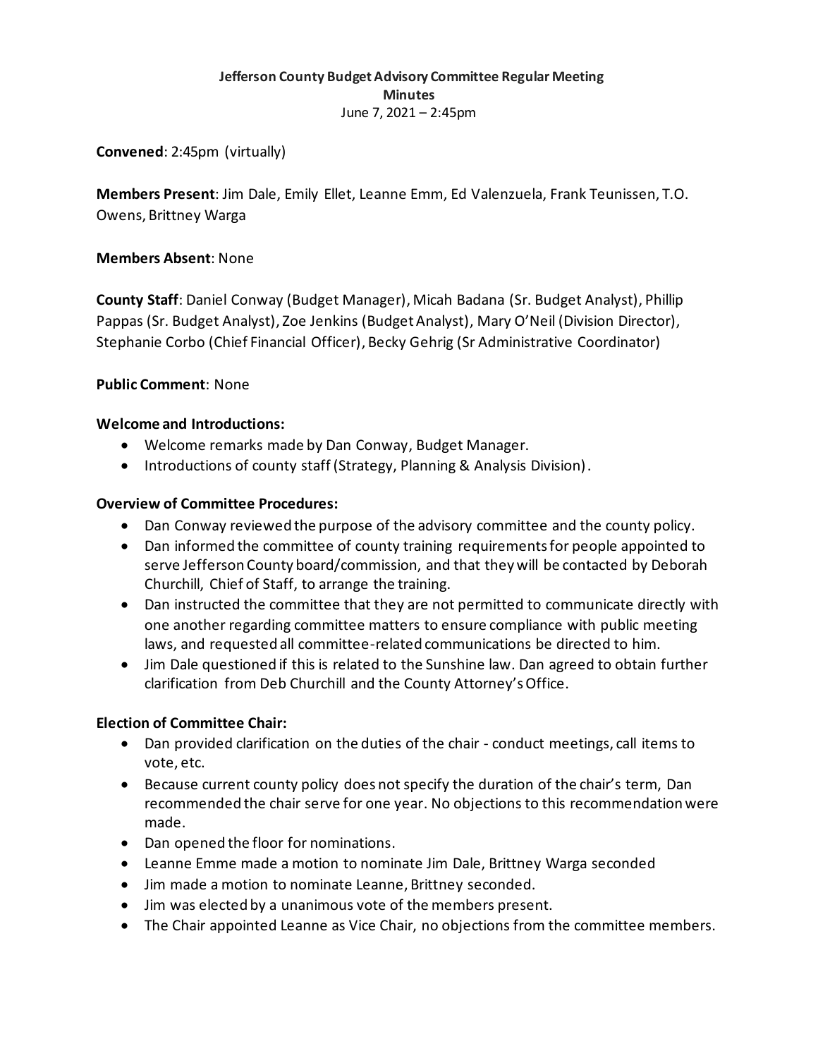**Jefferson County Budget Advisory Committee Regular Meeting**
**Minutes**
June 7, 2021 – 2:45pm

**Convened**: 2:45pm (virtually)

**Members Present**: Jim Dale, Emily Ellet, Leanne Emm, Ed Valenzuela, Frank Teunissen, T.O. Owens, Brittney Warga

**Members Absent**: None

**County Staff**: Daniel Conway (Budget Manager), Micah Badana (Sr. Budget Analyst), Phillip Pappas (Sr. Budget Analyst), Zoe Jenkins (Budget Analyst), Mary O'Neil (Division Director), Stephanie Corbo (Chief Financial Officer), Becky Gehrig (Sr Administrative Coordinator)

**Public Comment**: None

**Welcome and Introductions:**

- Welcome remarks made by Dan Conway, Budget Manager.
- Introductions of county staff (Strategy, Planning & Analysis Division).

**Overview of Committee Procedures:**

- Dan Conway reviewed the purpose of the advisory committee and the county policy.
- Dan informed the committee of county training requirements for people appointed to serve Jefferson County board/commission, and that they will be contacted by Deborah Churchill, Chief of Staff, to arrange the training.
- Dan instructed the committee that they are not permitted to communicate directly with one another regarding committee matters to ensure compliance with public meeting laws, and requested all committee-related communications be directed to him.
- Jim Dale questioned if this is related to the Sunshine law. Dan agreed to obtain further clarification from Deb Churchill and the County Attorney's Office.

**Election of Committee Chair:**

- Dan provided clarification on the duties of the chair - conduct meetings, call items to vote, etc.
- Because current county policy does not specify the duration of the chair's term, Dan recommended the chair serve for one year. No objections to this recommendation were made.
- Dan opened the floor for nominations.
- Leanne Emme made a motion to nominate Jim Dale, Brittney Warga seconded
- Jim made a motion to nominate Leanne, Brittney seconded.
- Jim was elected by a unanimous vote of the members present.
- The Chair appointed Leanne as Vice Chair, no objections from the committee members.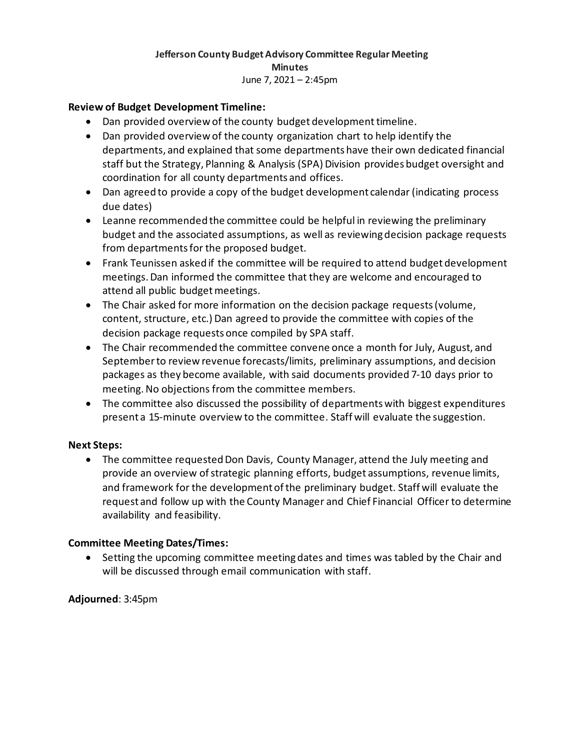**Jefferson County Budget Advisory Committee Regular Meeting**
**Minutes**
June 7, 2021 – 2:45pm

**Review of Budget Development Timeline:**

- Dan provided overview of the county budget development timeline.
- Dan provided overview of the county organization chart to help identify the departments, and explained that some departments have their own dedicated financial staff but the Strategy, Planning & Analysis (SPA) Division provides budget oversight and coordination for all county departments and offices.
- Dan agreed to provide a copy of the budget development calendar (indicating process due dates)
- Leanne recommended the committee could be helpful in reviewing the preliminary budget and the associated assumptions, as well as reviewing decision package requests from departments for the proposed budget.
- Frank Teunissen asked if the committee will be required to attend budget development meetings. Dan informed the committee that they are welcome and encouraged to attend all public budget meetings.
- The Chair asked for more information on the decision package requests (volume, content, structure, etc.) Dan agreed to provide the committee with copies of the decision package requests once compiled by SPA staff.
- The Chair recommended the committee convene once a month for July, August, and September to review revenue forecasts/limits, preliminary assumptions, and decision packages as they become available, with said documents provided 7-10 days prior to meeting. No objections from the committee members.
- The committee also discussed the possibility of departments with biggest expenditures present a 15-minute overview to the committee. Staff will evaluate the suggestion.

**Next Steps:**

- The committee requested Don Davis, County Manager, attend the July meeting and provide an overview of strategic planning efforts, budget assumptions, revenue limits, and framework for the development of the preliminary budget. Staff will evaluate the request and follow up with the County Manager and Chief Financial Officer to determine availability and feasibility.

**Committee Meeting Dates/Times:**

- Setting the upcoming committee meeting dates and times was tabled by the Chair and will be discussed through email communication with staff.

**Adjourned**: 3:45pm